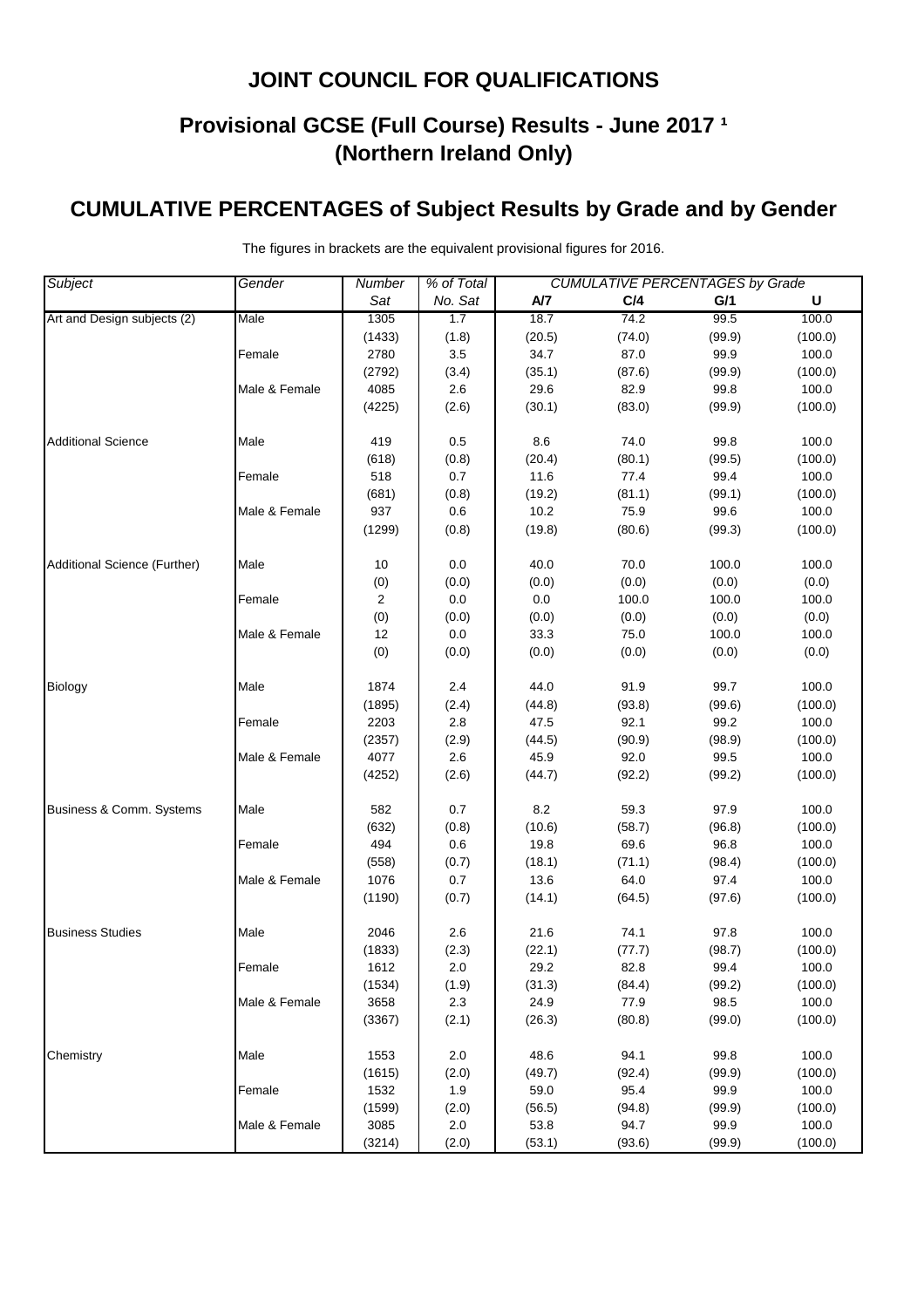# JOINT COUNCIL FOR QUALIFICATIONS

## Provisional GCSE (Full Course) Results - June 2017 [1] (Northern Ireland Only)

## CUMULATIVE PERCENTAGES of Subject Results by Grade and by Gender

The figures in brackets are the equivalent provisional figures for 2016.

| *Subject* | *Gender* | *Number Sat* | *% of Total No. Sat* | *CUMULATIVE PERCENTAGES by Grade* | | | |
|---|---|---|---|---|---|---|---|
| | | | | **A/7** | **C/4** | **G/1** | **U** |
| Art and Design subjects (2) | Male | 1305 | 1.7 | 18.7 | 74.2 | 99.5 | 100.0 |
| | | (1433) | (1.8) | (20.5) | (74.0) | (99.9) | (100.0) |
| | Female | 2780 | 3.5 | 34.7 | 87.0 | 99.9 | 100.0 |
| | | (2792) | (3.4) | (35.1) | (87.6) | (99.9) | (100.0) |
| | Male & Female | 4085 | 2.6 | 29.6 | 82.9 | 99.8 | 100.0 |
| | | (4225) | (2.6) | (30.1) | (83.0) | (99.9) | (100.0) |
| Additional Science | Male | 419 | 0.5 | 8.6 | 74.0 | 99.8 | 100.0 |
| | | (618) | (0.8) | (20.4) | (80.1) | (99.5) | (100.0) |
| | Female | 518 | 0.7 | 11.6 | 77.4 | 99.4 | 100.0 |
| | | (681) | (0.8) | (19.2) | (81.1) | (99.1) | (100.0) |
| | Male & Female | 937 | 0.6 | 10.2 | 75.9 | 99.6 | 100.0 |
| | | (1299) | (0.8) | (19.8) | (80.6) | (99.3) | (100.0) |
| Additional Science (Further) | Male | 10 | 0.0 | 40.0 | 70.0 | 100.0 | 100.0 |
| | | (0) | (0.0) | (0.0) | (0.0) | (0.0) | (0.0) |
| | Female | 2 | 0.0 | 0.0 | 100.0 | 100.0 | 100.0 |
| | | (0) | (0.0) | (0.0) | (0.0) | (0.0) | (0.0) |
| | Male & Female | 12 | 0.0 | 33.3 | 75.0 | 100.0 | 100.0 |
| | | (0) | (0.0) | (0.0) | (0.0) | (0.0) | (0.0) |
| Biology | Male | 1874 | 2.4 | 44.0 | 91.9 | 99.7 | 100.0 |
| | | (1895) | (2.4) | (44.8) | (93.8) | (99.6) | (100.0) |
| | Female | 2203 | 2.8 | 47.5 | 92.1 | 99.2 | 100.0 |
| | | (2357) | (2.9) | (44.5) | (90.9) | (98.9) | (100.0) |
| | Male & Female | 4077 | 2.6 | 45.9 | 92.0 | 99.5 | 100.0 |
| | | (4252) | (2.6) | (44.7) | (92.2) | (99.2) | (100.0) |
| Business & Comm. Systems | Male | 582 | 0.7 | 8.2 | 59.3 | 97.9 | 100.0 |
| | | (632) | (0.8) | (10.6) | (58.7) | (96.8) | (100.0) |
| | Female | 494 | 0.6 | 19.8 | 69.6 | 96.8 | 100.0 |
| | | (558) | (0.7) | (18.1) | (71.1) | (98.4) | (100.0) |
| | Male & Female | 1076 | 0.7 | 13.6 | 64.0 | 97.4 | 100.0 |
| | | (1190) | (0.7) | (14.1) | (64.5) | (97.6) | (100.0) |
| Business Studies | Male | 2046 | 2.6 | 21.6 | 74.1 | 97.8 | 100.0 |
| | | (1833) | (2.3) | (22.1) | (77.7) | (98.7) | (100.0) |
| | Female | 1612 | 2.0 | 29.2 | 82.8 | 99.4 | 100.0 |
| | | (1534) | (1.9) | (31.3) | (84.4) | (99.2) | (100.0) |
| | Male & Female | 3658 | 2.3 | 24.9 | 77.9 | 98.5 | 100.0 |
| | | (3367) | (2.1) | (26.3) | (80.8) | (99.0) | (100.0) |
| Chemistry | Male | 1553 | 2.0 | 48.6 | 94.1 | 99.8 | 100.0 |
| | | (1615) | (2.0) | (49.7) | (92.4) | (99.9) | (100.0) |
| | Female | 1532 | 1.9 | 59.0 | 95.4 | 99.9 | 100.0 |
| | | (1599) | (2.0) | (56.5) | (94.8) | (99.9) | (100.0) |
| | Male & Female | 3085 | 2.0 | 53.8 | 94.7 | 99.9 | 100.0 |
| | | (3214) | (2.0) | (53.1) | (93.6) | (99.9) | (100.0) |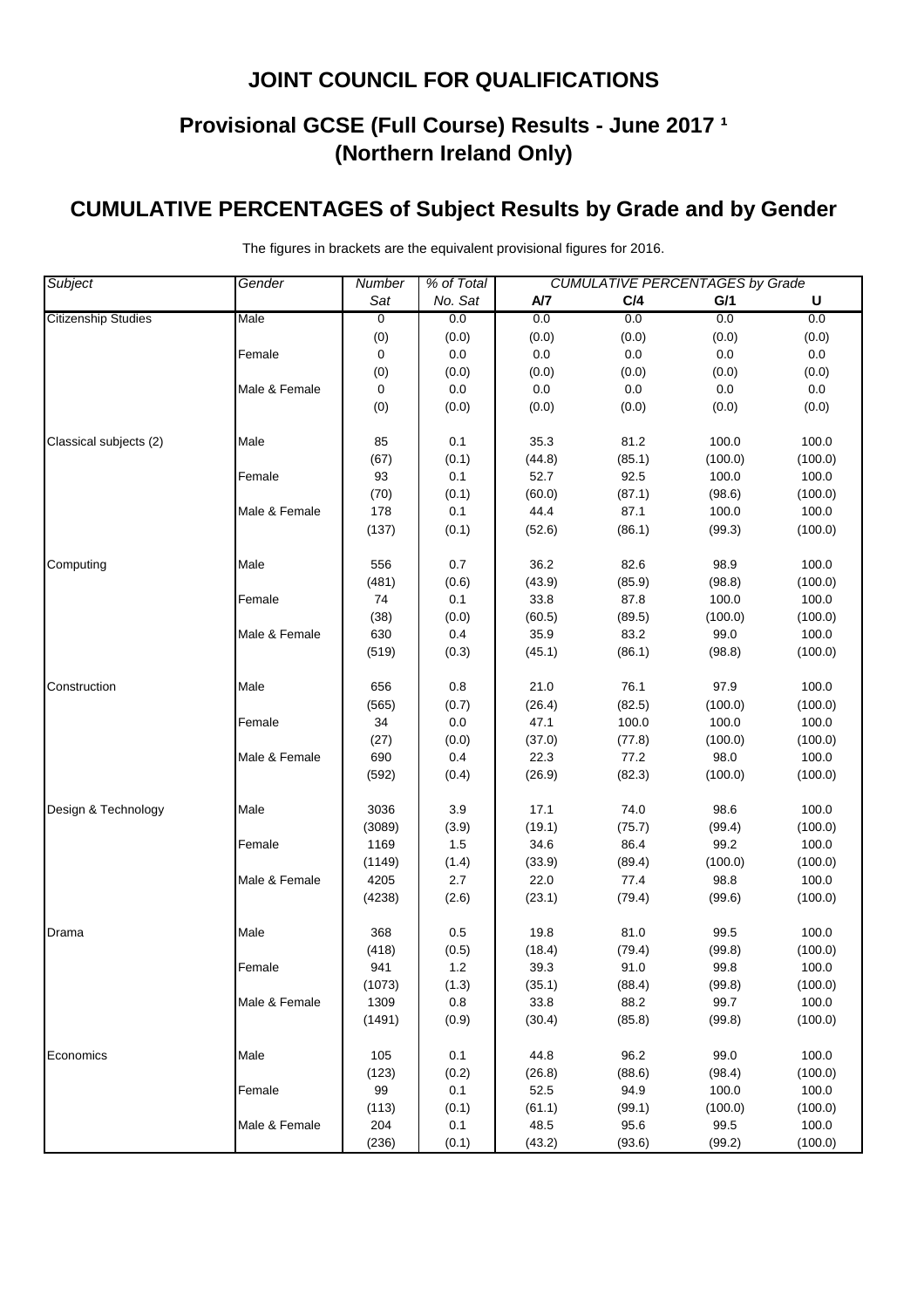# JOINT COUNCIL FOR QUALIFICATIONS

## Provisional GCSE (Full Course) Results - June 2017 [1] (Northern Ireland Only)

## CUMULATIVE PERCENTAGES of Subject Results by Grade and by Gender

The figures in brackets are the equivalent provisional figures for 2016.

| *Subject* | *Gender* | *Number Sat* | *% of Total No. Sat* | *CUMULATIVE PERCENTAGES by Grade* | | | |
|---|---|---|---|---|---|---|---|
| | | | | **A/7** | **C/4** | **G/1** | **U** |
| Citizenship Studies | Male | 0 | 0.0 | 0.0 | 0.0 | 0.0 | 0.0 |
| | | (0) | (0.0) | (0.0) | (0.0) | (0.0) | (0.0) |
| | Female | 0 | 0.0 | 0.0 | 0.0 | 0.0 | 0.0 |
| | | (0) | (0.0) | (0.0) | (0.0) | (0.0) | (0.0) |
| | Male & Female | 0 | 0.0 | 0.0 | 0.0 | 0.0 | 0.0 |
| | | (0) | (0.0) | (0.0) | (0.0) | (0.0) | (0.0) |
| Classical subjects (2) | Male | 85 | 0.1 | 35.3 | 81.2 | 100.0 | 100.0 |
| | | (67) | (0.1) | (44.8) | (85.1) | (100.0) | (100.0) |
| | Female | 93 | 0.1 | 52.7 | 92.5 | 100.0 | 100.0 |
| | | (70) | (0.1) | (60.0) | (87.1) | (98.6) | (100.0) |
| | Male & Female | 178 | 0.1 | 44.4 | 87.1 | 100.0 | 100.0 |
| | | (137) | (0.1) | (52.6) | (86.1) | (99.3) | (100.0) |
| Computing | Male | 556 | 0.7 | 36.2 | 82.6 | 98.9 | 100.0 |
| | | (481) | (0.6) | (43.9) | (85.9) | (98.8) | (100.0) |
| | Female | 74 | 0.1 | 33.8 | 87.8 | 100.0 | 100.0 |
| | | (38) | (0.0) | (60.5) | (89.5) | (100.0) | (100.0) |
| | Male & Female | 630 | 0.4 | 35.9 | 83.2 | 99.0 | 100.0 |
| | | (519) | (0.3) | (45.1) | (86.1) | (98.8) | (100.0) |
| Construction | Male | 656 | 0.8 | 21.0 | 76.1 | 97.9 | 100.0 |
| | | (565) | (0.7) | (26.4) | (82.5) | (100.0) | (100.0) |
| | Female | 34 | 0.0 | 47.1 | 100.0 | 100.0 | 100.0 |
| | | (27) | (0.0) | (37.0) | (77.8) | (100.0) | (100.0) |
| | Male & Female | 690 | 0.4 | 22.3 | 77.2 | 98.0 | 100.0 |
| | | (592) | (0.4) | (26.9) | (82.3) | (100.0) | (100.0) |
| Design & Technology | Male | 3036 | 3.9 | 17.1 | 74.0 | 98.6 | 100.0 |
| | | (3089) | (3.9) | (19.1) | (75.7) | (99.4) | (100.0) |
| | Female | 1169 | 1.5 | 34.6 | 86.4 | 99.2 | 100.0 |
| | | (1149) | (1.4) | (33.9) | (89.4) | (100.0) | (100.0) |
| | Male & Female | 4205 | 2.7 | 22.0 | 77.4 | 98.8 | 100.0 |
| | | (4238) | (2.6) | (23.1) | (79.4) | (99.6) | (100.0) |
| Drama | Male | 368 | 0.5 | 19.8 | 81.0 | 99.5 | 100.0 |
| | | (418) | (0.5) | (18.4) | (79.4) | (99.8) | (100.0) |
| | Female | 941 | 1.2 | 39.3 | 91.0 | 99.8 | 100.0 |
| | | (1073) | (1.3) | (35.1) | (88.4) | (99.8) | (100.0) |
| | Male & Female | 1309 | 0.8 | 33.8 | 88.2 | 99.7 | 100.0 |
| | | (1491) | (0.9) | (30.4) | (85.8) | (99.8) | (100.0) |
| Economics | Male | 105 | 0.1 | 44.8 | 96.2 | 99.0 | 100.0 |
| | | (123) | (0.2) | (26.8) | (88.6) | (98.4) | (100.0) |
| | Female | 99 | 0.1 | 52.5 | 94.9 | 100.0 | 100.0 |
| | | (113) | (0.1) | (61.1) | (99.1) | (100.0) | (100.0) |
| | Male & Female | 204 | 0.1 | 48.5 | 95.6 | 99.5 | 100.0 |
| | | (236) | (0.1) | (43.2) | (93.6) | (99.2) | (100.0) |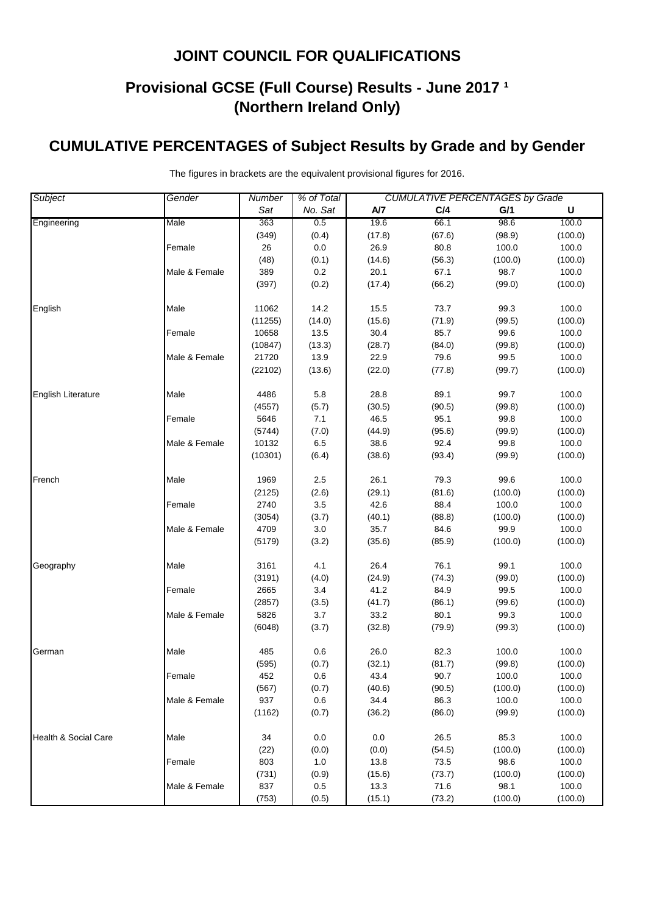## JOINT COUNCIL FOR QUALIFICATIONS

## Provisional GCSE (Full Course) Results - June 2017 [1] (Northern Ireland Only)

## CUMULATIVE PERCENTAGES of Subject Results by Grade and by Gender

The figures in brackets are the equivalent provisional figures for 2016.

| *Subject* | *Gender* | *Number Sat* | *% of Total No. Sat* | *CUMULATIVE PERCENTAGES by Grade* | | | |
|---|---|---|---|---|---|---|---|
| | | | | **A/7** | **C/4** | **G/1** | **U** |
| Engineering | Male | 363 | 0.5 | 19.6 | 66.1 | 98.6 | 100.0 |
| | | (349) | (0.4) | (17.8) | (67.6) | (98.9) | (100.0) |
| | Female | 26 | 0.0 | 26.9 | 80.8 | 100.0 | 100.0 |
| | | (48) | (0.1) | (14.6) | (56.3) | (100.0) | (100.0) |
| | Male & Female | 389 | 0.2 | 20.1 | 67.1 | 98.7 | 100.0 |
| | | (397) | (0.2) | (17.4) | (66.2) | (99.0) | (100.0) |
| English | Male | 11062 | 14.2 | 15.5 | 73.7 | 99.3 | 100.0 |
| | | (11255) | (14.0) | (15.6) | (71.9) | (99.5) | (100.0) |
| | Female | 10658 | 13.5 | 30.4 | 85.7 | 99.6 | 100.0 |
| | | (10847) | (13.3) | (28.7) | (84.0) | (99.8) | (100.0) |
| | Male & Female | 21720 | 13.9 | 22.9 | 79.6 | 99.5 | 100.0 |
| | | (22102) | (13.6) | (22.0) | (77.8) | (99.7) | (100.0) |
| English Literature | Male | 4486 | 5.8 | 28.8 | 89.1 | 99.7 | 100.0 |
| | | (4557) | (5.7) | (30.5) | (90.5) | (99.8) | (100.0) |
| | Female | 5646 | 7.1 | 46.5 | 95.1 | 99.8 | 100.0 |
| | | (5744) | (7.0) | (44.9) | (95.6) | (99.9) | (100.0) |
| | Male & Female | 10132 | 6.5 | 38.6 | 92.4 | 99.8 | 100.0 |
| | | (10301) | (6.4) | (38.6) | (93.4) | (99.9) | (100.0) |
| French | Male | 1969 | 2.5 | 26.1 | 79.3 | 99.6 | 100.0 |
| | | (2125) | (2.6) | (29.1) | (81.6) | (100.0) | (100.0) |
| | Female | 2740 | 3.5 | 42.6 | 88.4 | 100.0 | 100.0 |
| | | (3054) | (3.7) | (40.1) | (88.8) | (100.0) | (100.0) |
| | Male & Female | 4709 | 3.0 | 35.7 | 84.6 | 99.9 | 100.0 |
| | | (5179) | (3.2) | (35.6) | (85.9) | (100.0) | (100.0) |
| Geography | Male | 3161 | 4.1 | 26.4 | 76.1 | 99.1 | 100.0 |
| | | (3191) | (4.0) | (24.9) | (74.3) | (99.0) | (100.0) |
| | Female | 2665 | 3.4 | 41.2 | 84.9 | 99.5 | 100.0 |
| | | (2857) | (3.5) | (41.7) | (86.1) | (99.6) | (100.0) |
| | Male & Female | 5826 | 3.7 | 33.2 | 80.1 | 99.3 | 100.0 |
| | | (6048) | (3.7) | (32.8) | (79.9) | (99.3) | (100.0) |
| German | Male | 485 | 0.6 | 26.0 | 82.3 | 100.0 | 100.0 |
| | | (595) | (0.7) | (32.1) | (81.7) | (99.8) | (100.0) |
| | Female | 452 | 0.6 | 43.4 | 90.7 | 100.0 | 100.0 |
| | | (567) | (0.7) | (40.6) | (90.5) | (100.0) | (100.0) |
| | Male & Female | 937 | 0.6 | 34.4 | 86.3 | 100.0 | 100.0 |
| | | (1162) | (0.7) | (36.2) | (86.0) | (99.9) | (100.0) |
| Health & Social Care | Male | 34 | 0.0 | 0.0 | 26.5 | 85.3 | 100.0 |
| | | (22) | (0.0) | (0.0) | (54.5) | (100.0) | (100.0) |
| | Female | 803 | 1.0 | 13.8 | 73.5 | 98.6 | 100.0 |
| | | (731) | (0.9) | (15.6) | (73.7) | (100.0) | (100.0) |
| | Male & Female | 837 | 0.5 | 13.3 | 71.6 | 98.1 | 100.0 |
| | | (753) | (0.5) | (15.1) | (73.2) | (100.0) | (100.0) |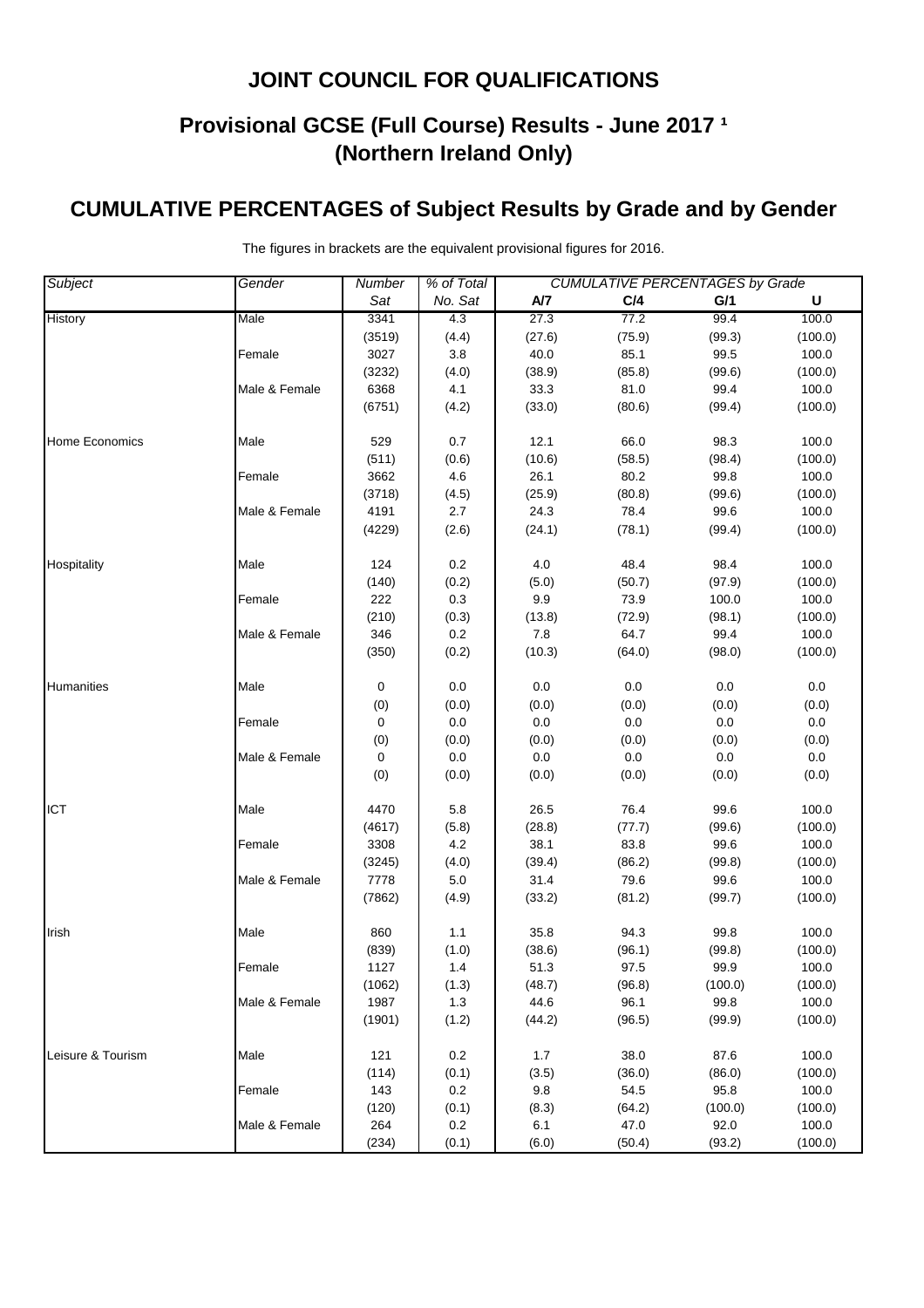## JOINT COUNCIL FOR QUALIFICATIONS

## Provisional GCSE (Full Course) Results - June 2017 ¹
## (Northern Ireland Only)

## CUMULATIVE PERCENTAGES of Subject Results by Grade and by Gender

The figures in brackets are the equivalent provisional figures for 2016.

| *Subject* | *Gender* | *Number Sat* | *% of Total No. Sat* | *CUMULATIVE PERCENTAGES by Grade* | | | |
|---|---|---|---|---|---|---|---|
| | | | | **A/7** | **C/4** | **G/1** | **U** |
| History | Male | 3341 | 4.3 | 27.3 | 77.2 | 99.4 | 100.0 |
| | | (3519) | (4.4) | (27.6) | (75.9) | (99.3) | (100.0) |
| | Female | 3027 | 3.8 | 40.0 | 85.1 | 99.5 | 100.0 |
| | | (3232) | (4.0) | (38.9) | (85.8) | (99.6) | (100.0) |
| | Male & Female | 6368 | 4.1 | 33.3 | 81.0 | 99.4 | 100.0 |
| | | (6751) | (4.2) | (33.0) | (80.6) | (99.4) | (100.0) |
| Home Economics | Male | 529 | 0.7 | 12.1 | 66.0 | 98.3 | 100.0 |
| | | (511) | (0.6) | (10.6) | (58.5) | (98.4) | (100.0) |
| | Female | 3662 | 4.6 | 26.1 | 80.2 | 99.8 | 100.0 |
| | | (3718) | (4.5) | (25.9) | (80.8) | (99.6) | (100.0) |
| | Male & Female | 4191 | 2.7 | 24.3 | 78.4 | 99.6 | 100.0 |
| | | (4229) | (2.6) | (24.1) | (78.1) | (99.4) | (100.0) |
| Hospitality | Male | 124 | 0.2 | 4.0 | 48.4 | 98.4 | 100.0 |
| | | (140) | (0.2) | (5.0) | (50.7) | (97.9) | (100.0) |
| | Female | 222 | 0.3 | 9.9 | 73.9 | 100.0 | 100.0 |
| | | (210) | (0.3) | (13.8) | (72.9) | (98.1) | (100.0) |
| | Male & Female | 346 | 0.2 | 7.8 | 64.7 | 99.4 | 100.0 |
| | | (350) | (0.2) | (10.3) | (64.0) | (98.0) | (100.0) |
| Humanities | Male | 0 | 0.0 | 0.0 | 0.0 | 0.0 | 0.0 |
| | | (0) | (0.0) | (0.0) | (0.0) | (0.0) | (0.0) |
| | Female | 0 | 0.0 | 0.0 | 0.0 | 0.0 | 0.0 |
| | | (0) | (0.0) | (0.0) | (0.0) | (0.0) | (0.0) |
| | Male & Female | 0 | 0.0 | 0.0 | 0.0 | 0.0 | 0.0 |
| | | (0) | (0.0) | (0.0) | (0.0) | (0.0) | (0.0) |
| ICT | Male | 4470 | 5.8 | 26.5 | 76.4 | 99.6 | 100.0 |
| | | (4617) | (5.8) | (28.8) | (77.7) | (99.6) | (100.0) |
| | Female | 3308 | 4.2 | 38.1 | 83.8 | 99.6 | 100.0 |
| | | (3245) | (4.0) | (39.4) | (86.2) | (99.8) | (100.0) |
| | Male & Female | 7778 | 5.0 | 31.4 | 79.6 | 99.6 | 100.0 |
| | | (7862) | (4.9) | (33.2) | (81.2) | (99.7) | (100.0) |
| Irish | Male | 860 | 1.1 | 35.8 | 94.3 | 99.8 | 100.0 |
| | | (839) | (1.0) | (38.6) | (96.1) | (99.8) | (100.0) |
| | Female | 1127 | 1.4 | 51.3 | 97.5 | 99.9 | 100.0 |
| | | (1062) | (1.3) | (48.7) | (96.8) | (100.0) | (100.0) |
| | Male & Female | 1987 | 1.3 | 44.6 | 96.1 | 99.8 | 100.0 |
| | | (1901) | (1.2) | (44.2) | (96.5) | (99.9) | (100.0) |
| Leisure & Tourism | Male | 121 | 0.2 | 1.7 | 38.0 | 87.6 | 100.0 |
| | | (114) | (0.1) | (3.5) | (36.0) | (86.0) | (100.0) |
| | Female | 143 | 0.2 | 9.8 | 54.5 | 95.8 | 100.0 |
| | | (120) | (0.1) | (8.3) | (64.2) | (100.0) | (100.0) |
| | Male & Female | 264 | 0.2 | 6.1 | 47.0 | 92.0 | 100.0 |
| | | (234) | (0.1) | (6.0) | (50.4) | (93.2) | (100.0) |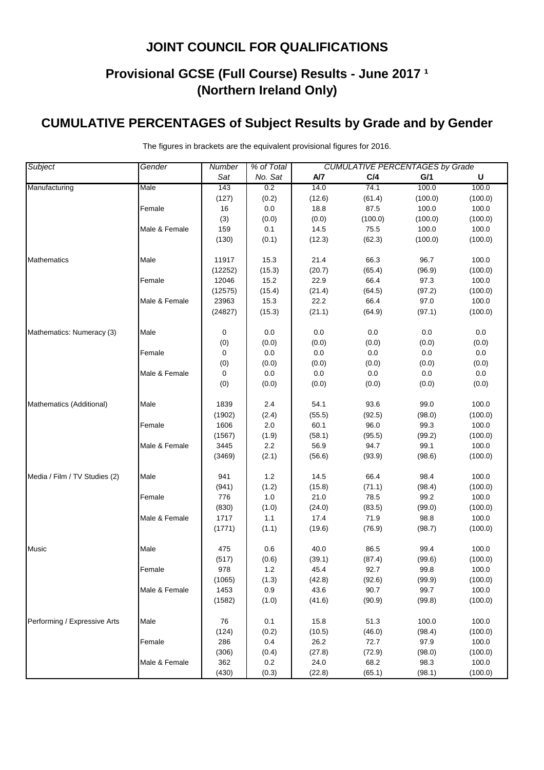# JOINT COUNCIL FOR QUALIFICATIONS

## Provisional GCSE (Full Course) Results - June 2017 [1]
## (Northern Ireland Only)

## CUMULATIVE PERCENTAGES of Subject Results by Grade and by Gender

The figures in brackets are the equivalent provisional figures for 2016.

| *Subject* | *Gender* | *Number Sat* | *% of Total No. Sat* | *CUMULATIVE PERCENTAGES by Grade* A/7 | C/4 | G/1 | U |
|---|---|---|---|---|---|---|---|
| Manufacturing | Male | 143 | 0.2 | 14.0 | 74.1 | 100.0 | 100.0 |
| | | (127) | (0.2) | (12.6) | (61.4) | (100.0) | (100.0) |
| | Female | 16 | 0.0 | 18.8 | 87.5 | 100.0 | 100.0 |
| | | (3) | (0.0) | (0.0) | (100.0) | (100.0) | (100.0) |
| | Male & Female | 159 | 0.1 | 14.5 | 75.5 | 100.0 | 100.0 |
| | | (130) | (0.1) | (12.3) | (62.3) | (100.0) | (100.0) |
| Mathematics | Male | 11917 | 15.3 | 21.4 | 66.3 | 96.7 | 100.0 |
| | | (12252) | (15.3) | (20.7) | (65.4) | (96.9) | (100.0) |
| | Female | 12046 | 15.2 | 22.9 | 66.4 | 97.3 | 100.0 |
| | | (12575) | (15.4) | (21.4) | (64.5) | (97.2) | (100.0) |
| | Male & Female | 23963 | 15.3 | 22.2 | 66.4 | 97.0 | 100.0 |
| | | (24827) | (15.3) | (21.1) | (64.9) | (97.1) | (100.0) |
| Mathematics: Numeracy (3) | Male | 0 | 0.0 | 0.0 | 0.0 | 0.0 | 0.0 |
| | | (0) | (0.0) | (0.0) | (0.0) | (0.0) | (0.0) |
| | Female | 0 | 0.0 | 0.0 | 0.0 | 0.0 | 0.0 |
| | | (0) | (0.0) | (0.0) | (0.0) | (0.0) | (0.0) |
| | Male & Female | 0 | 0.0 | 0.0 | 0.0 | 0.0 | 0.0 |
| | | (0) | (0.0) | (0.0) | (0.0) | (0.0) | (0.0) |
| Mathematics (Additional) | Male | 1839 | 2.4 | 54.1 | 93.6 | 99.0 | 100.0 |
| | | (1902) | (2.4) | (55.5) | (92.5) | (98.0) | (100.0) |
| | Female | 1606 | 2.0 | 60.1 | 96.0 | 99.3 | 100.0 |
| | | (1567) | (1.9) | (58.1) | (95.5) | (99.2) | (100.0) |
| | Male & Female | 3445 | 2.2 | 56.9 | 94.7 | 99.1 | 100.0 |
| | | (3469) | (2.1) | (56.6) | (93.9) | (98.6) | (100.0) |
| Media / Film / TV Studies (2) | Male | 941 | 1.2 | 14.5 | 66.4 | 98.4 | 100.0 |
| | | (941) | (1.2) | (15.8) | (71.1) | (98.4) | (100.0) |
| | Female | 776 | 1.0 | 21.0 | 78.5 | 99.2 | 100.0 |
| | | (830) | (1.0) | (24.0) | (83.5) | (99.0) | (100.0) |
| | Male & Female | 1717 | 1.1 | 17.4 | 71.9 | 98.8 | 100.0 |
| | | (1771) | (1.1) | (19.6) | (76.9) | (98.7) | (100.0) |
| Music | Male | 475 | 0.6 | 40.0 | 86.5 | 99.4 | 100.0 |
| | | (517) | (0.6) | (39.1) | (87.4) | (99.6) | (100.0) |
| | Female | 978 | 1.2 | 45.4 | 92.7 | 99.8 | 100.0 |
| | | (1065) | (1.3) | (42.8) | (92.6) | (99.9) | (100.0) |
| | Male & Female | 1453 | 0.9 | 43.6 | 90.7 | 99.7 | 100.0 |
| | | (1582) | (1.0) | (41.6) | (90.9) | (99.8) | (100.0) |
| Performing / Expressive Arts | Male | 76 | 0.1 | 15.8 | 51.3 | 100.0 | 100.0 |
| | | (124) | (0.2) | (10.5) | (46.0) | (98.4) | (100.0) |
| | Female | 286 | 0.4 | 26.2 | 72.7 | 97.9 | 100.0 |
| | | (306) | (0.4) | (27.8) | (72.9) | (98.0) | (100.0) |
| | Male & Female | 362 | 0.2 | 24.0 | 68.2 | 98.3 | 100.0 |
| | | (430) | (0.3) | (22.8) | (65.1) | (98.1) | (100.0) |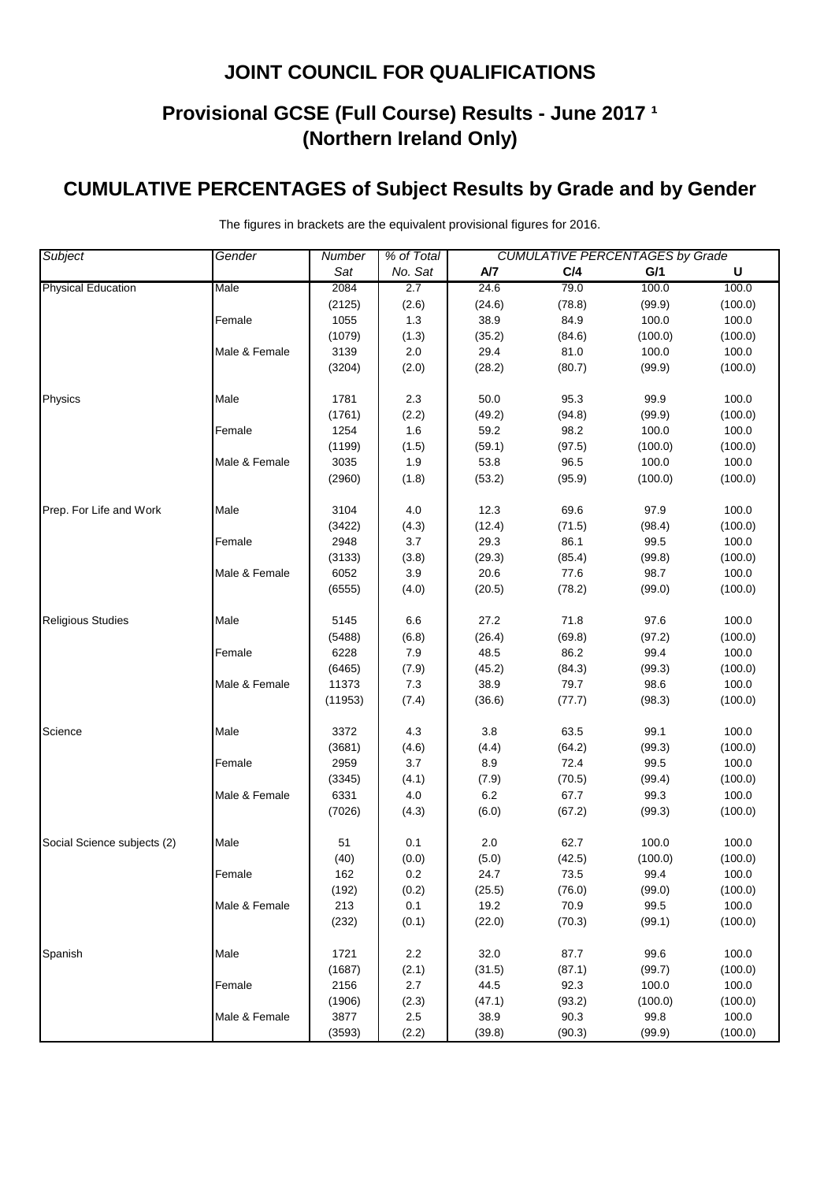## JOINT COUNCIL FOR QUALIFICATIONS

## Provisional GCSE (Full Course) Results - June 2017 [1] (Northern Ireland Only)

## CUMULATIVE PERCENTAGES of Subject Results by Grade and by Gender

The figures in brackets are the equivalent provisional figures for 2016.

| *Subject* | *Gender* | *Number Sat* | *% of Total No. Sat* | *CUMULATIVE PERCENTAGES by Grade* A/7 | C/4 | G/1 | U |
|---|---|---|---|---|---|---|---|
| Physical Education | Male | 2084 | 2.7 | 24.6 | 79.0 | 100.0 | 100.0 |
| | | (2125) | (2.6) | (24.6) | (78.8) | (99.9) | (100.0) |
| | Female | 1055 | 1.3 | 38.9 | 84.9 | 100.0 | 100.0 |
| | | (1079) | (1.3) | (35.2) | (84.6) | (100.0) | (100.0) |
| | Male & Female | 3139 | 2.0 | 29.4 | 81.0 | 100.0 | 100.0 |
| | | (3204) | (2.0) | (28.2) | (80.7) | (99.9) | (100.0) |
| Physics | Male | 1781 | 2.3 | 50.0 | 95.3 | 99.9 | 100.0 |
| | | (1761) | (2.2) | (49.2) | (94.8) | (99.9) | (100.0) |
| | Female | 1254 | 1.6 | 59.2 | 98.2 | 100.0 | 100.0 |
| | | (1199) | (1.5) | (59.1) | (97.5) | (100.0) | (100.0) |
| | Male & Female | 3035 | 1.9 | 53.8 | 96.5 | 100.0 | 100.0 |
| | | (2960) | (1.8) | (53.2) | (95.9) | (100.0) | (100.0) |
| Prep. For Life and Work | Male | 3104 | 4.0 | 12.3 | 69.6 | 97.9 | 100.0 |
| | | (3422) | (4.3) | (12.4) | (71.5) | (98.4) | (100.0) |
| | Female | 2948 | 3.7 | 29.3 | 86.1 | 99.5 | 100.0 |
| | | (3133) | (3.8) | (29.3) | (85.4) | (99.8) | (100.0) |
| | Male & Female | 6052 | 3.9 | 20.6 | 77.6 | 98.7 | 100.0 |
| | | (6555) | (4.0) | (20.5) | (78.2) | (99.0) | (100.0) |
| Religious Studies | Male | 5145 | 6.6 | 27.2 | 71.8 | 97.6 | 100.0 |
| | | (5488) | (6.8) | (26.4) | (69.8) | (97.2) | (100.0) |
| | Female | 6228 | 7.9 | 48.5 | 86.2 | 99.4 | 100.0 |
| | | (6465) | (7.9) | (45.2) | (84.3) | (99.3) | (100.0) |
| | Male & Female | 11373 | 7.3 | 38.9 | 79.7 | 98.6 | 100.0 |
| | | (11953) | (7.4) | (36.6) | (77.7) | (98.3) | (100.0) |
| Science | Male | 3372 | 4.3 | 3.8 | 63.5 | 99.1 | 100.0 |
| | | (3681) | (4.6) | (4.4) | (64.2) | (99.3) | (100.0) |
| | Female | 2959 | 3.7 | 8.9 | 72.4 | 99.5 | 100.0 |
| | | (3345) | (4.1) | (7.9) | (70.5) | (99.4) | (100.0) |
| | Male & Female | 6331 | 4.0 | 6.2 | 67.7 | 99.3 | 100.0 |
| | | (7026) | (4.3) | (6.0) | (67.2) | (99.3) | (100.0) |
| Social Science subjects (2) | Male | 51 | 0.1 | 2.0 | 62.7 | 100.0 | 100.0 |
| | | (40) | (0.0) | (5.0) | (42.5) | (100.0) | (100.0) |
| | Female | 162 | 0.2 | 24.7 | 73.5 | 99.4 | 100.0 |
| | | (192) | (0.2) | (25.5) | (76.0) | (99.0) | (100.0) |
| | Male & Female | 213 | 0.1 | 19.2 | 70.9 | 99.5 | 100.0 |
| | | (232) | (0.1) | (22.0) | (70.3) | (99.1) | (100.0) |
| Spanish | Male | 1721 | 2.2 | 32.0 | 87.7 | 99.6 | 100.0 |
| | | (1687) | (2.1) | (31.5) | (87.1) | (99.7) | (100.0) |
| | Female | 2156 | 2.7 | 44.5 | 92.3 | 100.0 | 100.0 |
| | | (1906) | (2.3) | (47.1) | (93.2) | (100.0) | (100.0) |
| | Male & Female | 3877 | 2.5 | 38.9 | 90.3 | 99.8 | 100.0 |
| | | (3593) | (2.2) | (39.8) | (90.3) | (99.9) | (100.0) |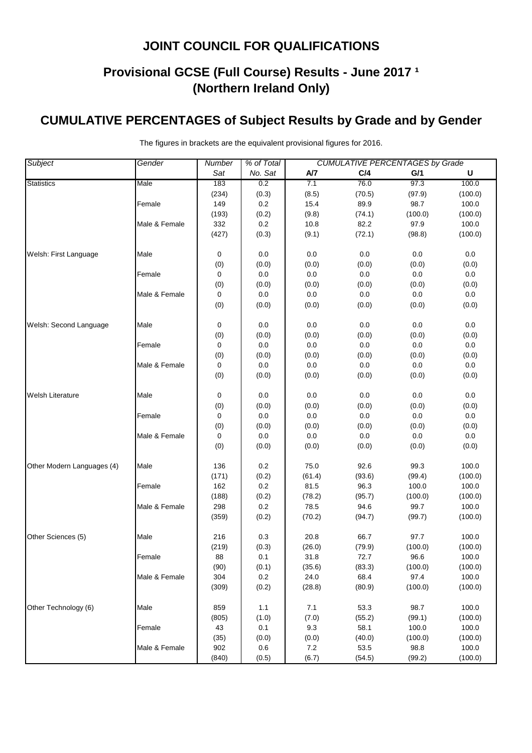# JOINT COUNCIL FOR QUALIFICATIONS

## Provisional GCSE (Full Course) Results - June 2017 [1] (Northern Ireland Only)

## CUMULATIVE PERCENTAGES of Subject Results by Grade and by Gender

The figures in brackets are the equivalent provisional figures for 2016.

| *Subject* | *Gender* | *Number Sat* | *% of Total No. Sat* | *CUMULATIVE PERCENTAGES by Grade* | | | |
|---|---|---|---|---|---|---|---|
| | | | | **A/7** | **C/4** | **G/1** | **U** |
| Statistics | Male | 183 | 0.2 | 7.1 | 76.0 | 97.3 | 100.0 |
| | | (234) | (0.3) | (8.5) | (70.5) | (97.9) | (100.0) |
| | Female | 149 | 0.2 | 15.4 | 89.9 | 98.7 | 100.0 |
| | | (193) | (0.2) | (9.8) | (74.1) | (100.0) | (100.0) |
| | Male & Female | 332 | 0.2 | 10.8 | 82.2 | 97.9 | 100.0 |
| | | (427) | (0.3) | (9.1) | (72.1) | (98.8) | (100.0) |
| Welsh: First Language | Male | 0 | 0.0 | 0.0 | 0.0 | 0.0 | 0.0 |
| | | (0) | (0.0) | (0.0) | (0.0) | (0.0) | (0.0) |
| | Female | 0 | 0.0 | 0.0 | 0.0 | 0.0 | 0.0 |
| | | (0) | (0.0) | (0.0) | (0.0) | (0.0) | (0.0) |
| | Male & Female | 0 | 0.0 | 0.0 | 0.0 | 0.0 | 0.0 |
| | | (0) | (0.0) | (0.0) | (0.0) | (0.0) | (0.0) |
| Welsh: Second Language | Male | 0 | 0.0 | 0.0 | 0.0 | 0.0 | 0.0 |
| | | (0) | (0.0) | (0.0) | (0.0) | (0.0) | (0.0) |
| | Female | 0 | 0.0 | 0.0 | 0.0 | 0.0 | 0.0 |
| | | (0) | (0.0) | (0.0) | (0.0) | (0.0) | (0.0) |
| | Male & Female | 0 | 0.0 | 0.0 | 0.0 | 0.0 | 0.0 |
| | | (0) | (0.0) | (0.0) | (0.0) | (0.0) | (0.0) |
| Welsh Literature | Male | 0 | 0.0 | 0.0 | 0.0 | 0.0 | 0.0 |
| | | (0) | (0.0) | (0.0) | (0.0) | (0.0) | (0.0) |
| | Female | 0 | 0.0 | 0.0 | 0.0 | 0.0 | 0.0 |
| | | (0) | (0.0) | (0.0) | (0.0) | (0.0) | (0.0) |
| | Male & Female | 0 | 0.0 | 0.0 | 0.0 | 0.0 | 0.0 |
| | | (0) | (0.0) | (0.0) | (0.0) | (0.0) | (0.0) |
| Other Modern Languages (4) | Male | 136 | 0.2 | 75.0 | 92.6 | 99.3 | 100.0 |
| | | (171) | (0.2) | (61.4) | (93.6) | (99.4) | (100.0) |
| | Female | 162 | 0.2 | 81.5 | 96.3 | 100.0 | 100.0 |
| | | (188) | (0.2) | (78.2) | (95.7) | (100.0) | (100.0) |
| | Male & Female | 298 | 0.2 | 78.5 | 94.6 | 99.7 | 100.0 |
| | | (359) | (0.2) | (70.2) | (94.7) | (99.7) | (100.0) |
| Other Sciences (5) | Male | 216 | 0.3 | 20.8 | 66.7 | 97.7 | 100.0 |
| | | (219) | (0.3) | (26.0) | (79.9) | (100.0) | (100.0) |
| | Female | 88 | 0.1 | 31.8 | 72.7 | 96.6 | 100.0 |
| | | (90) | (0.1) | (35.6) | (83.3) | (100.0) | (100.0) |
| | Male & Female | 304 | 0.2 | 24.0 | 68.4 | 97.4 | 100.0 |
| | | (309) | (0.2) | (28.8) | (80.9) | (100.0) | (100.0) |
| Other Technology (6) | Male | 859 | 1.1 | 7.1 | 53.3 | 98.7 | 100.0 |
| | | (805) | (1.0) | (7.0) | (55.2) | (99.1) | (100.0) |
| | Female | 43 | 0.1 | 9.3 | 58.1 | 100.0 | 100.0 |
| | | (35) | (0.0) | (0.0) | (40.0) | (100.0) | (100.0) |
| | Male & Female | 902 | 0.6 | 7.2 | 53.5 | 98.8 | 100.0 |
| | | (840) | (0.5) | (6.7) | (54.5) | (99.2) | (100.0) |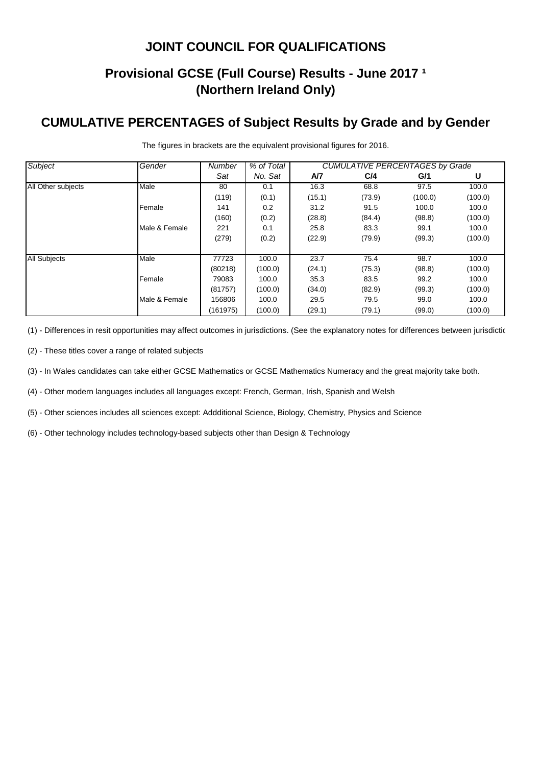# JOINT COUNCIL FOR QUALIFICATIONS

## Provisional GCSE (Full Course) Results - June 2017 [1] (Northern Ireland Only)

## CUMULATIVE PERCENTAGES of Subject Results by Grade and by Gender

The figures in brackets are the equivalent provisional figures for 2016.

| *Subject* | *Gender* | *Number Sat* | *% of Total No. Sat* | *CUMULATIVE PERCENTAGES by Grade* | | | |
|---|---|---|---|---|---|---|---|
| | | | | **A/7** | **C/4** | **G/1** | **U** |
| All Other subjects | Male | 80 | 0.1 | 16.3 | 68.8 | 97.5 | 100.0 |
| | | (119) | (0.1) | (15.1) | (73.9) | (100.0) | (100.0) |
| | Female | 141 | 0.2 | 31.2 | 91.5 | 100.0 | 100.0 |
| | | (160) | (0.2) | (28.8) | (84.4) | (98.8) | (100.0) |
| | Male & Female | 221 | 0.1 | 25.8 | 83.3 | 99.1 | 100.0 |
| | | (279) | (0.2) | (22.9) | (79.9) | (99.3) | (100.0) |
| All Subjects | Male | 77723 | 100.0 | 23.7 | 75.4 | 98.7 | 100.0 |
| | | (80218) | (100.0) | (24.1) | (75.3) | (98.8) | (100.0) |
| | Female | 79083 | 100.0 | 35.3 | 83.5 | 99.2 | 100.0 |
| | | (81757) | (100.0) | (34.0) | (82.9) | (99.3) | (100.0) |
| | Male & Female | 156806 | 100.0 | 29.5 | 79.5 | 99.0 | 100.0 |
| | | (161975) | (100.0) | (29.1) | (79.1) | (99.0) | (100.0) |

(1) - Differences in resit opportunities may affect outcomes in jurisdictions. (See the explanatory notes for differences between jurisdictic

(2) - These titles cover a range of related subjects

(3) - In Wales candidates can take either GCSE Mathematics or GCSE Mathematics Numeracy and the great majority take both.

(4) - Other modern languages includes all languages except: French, German, Irish, Spanish and Welsh

(5) - Other sciences includes all sciences except: Addditional Science, Biology, Chemistry, Physics and Science

(6) - Other technology includes technology-based subjects other than Design & Technology